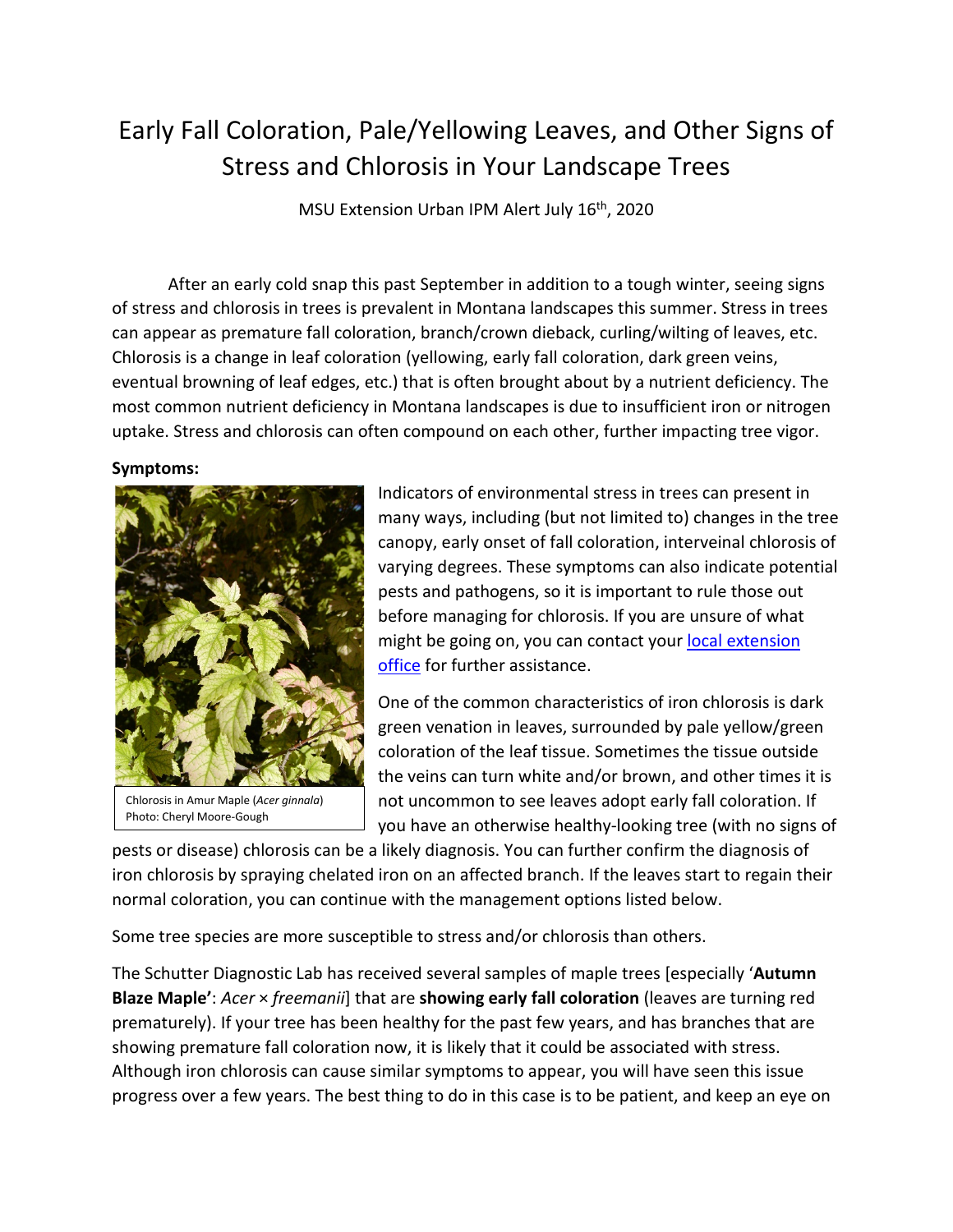# Early Fall Coloration, Pale/Yellowing Leaves, and Other Signs of Stress and Chlorosis in Your Landscape Trees

MSU Extension Urban IPM Alert July 16th, 2020

After an early cold snap this past September in addition to a tough winter, seeing signs of stress and chlorosis in trees is prevalent in Montana landscapes this summer. Stress in trees can appear as premature fall coloration, branch/crown dieback, curling/wilting of leaves, etc. Chlorosis is a change in leaf coloration (yellowing, early fall coloration, dark green veins, eventual browning of leaf edges, etc.) that is often brought about by a nutrient deficiency. The most common nutrient deficiency in Montana landscapes is due to insufficient iron or nitrogen uptake. Stress and chlorosis can often compound on each other, further impacting tree vigor.

**Symptoms:**

Chlorosis in Amur Maple (*Acer ginnala*)
Photo: Cheryl Moore-Gough

Indicators of environmental stress in trees can present in many ways, including (but not limited to) changes in the tree canopy, early onset of fall coloration, interveinal chlorosis of varying degrees. These symptoms can also indicate potential pests and pathogens, so it is important to rule those out before managing for chlorosis. If you are unsure of what might be going on, you can contact your local extension office for further assistance.

One of the common characteristics of iron chlorosis is dark green venation in leaves, surrounded by pale yellow/green coloration of the leaf tissue. Sometimes the tissue outside the veins can turn white and/or brown, and other times it is not uncommon to see leaves adopt early fall coloration. If you have an otherwise healthy-looking tree (with no signs of pests or disease) chlorosis can be a likely diagnosis. You can further confirm the diagnosis of iron chlorosis by spraying chelated iron on an affected branch. If the leaves start to regain their normal coloration, you can continue with the management options listed below.

Some tree species are more susceptible to stress and/or chlorosis than others.

The Schutter Diagnostic Lab has received several samples of maple trees [especially '**Autumn Blaze Maple'**: *Acer* × *freemanii*] that are **showing early fall coloration** (leaves are turning red prematurely). If your tree has been healthy for the past few years, and has branches that are showing premature fall coloration now, it is likely that it could be associated with stress. Although iron chlorosis can cause similar symptoms to appear, you will have seen this issue progress over a few years. The best thing to do in this case is to be patient, and keep an eye on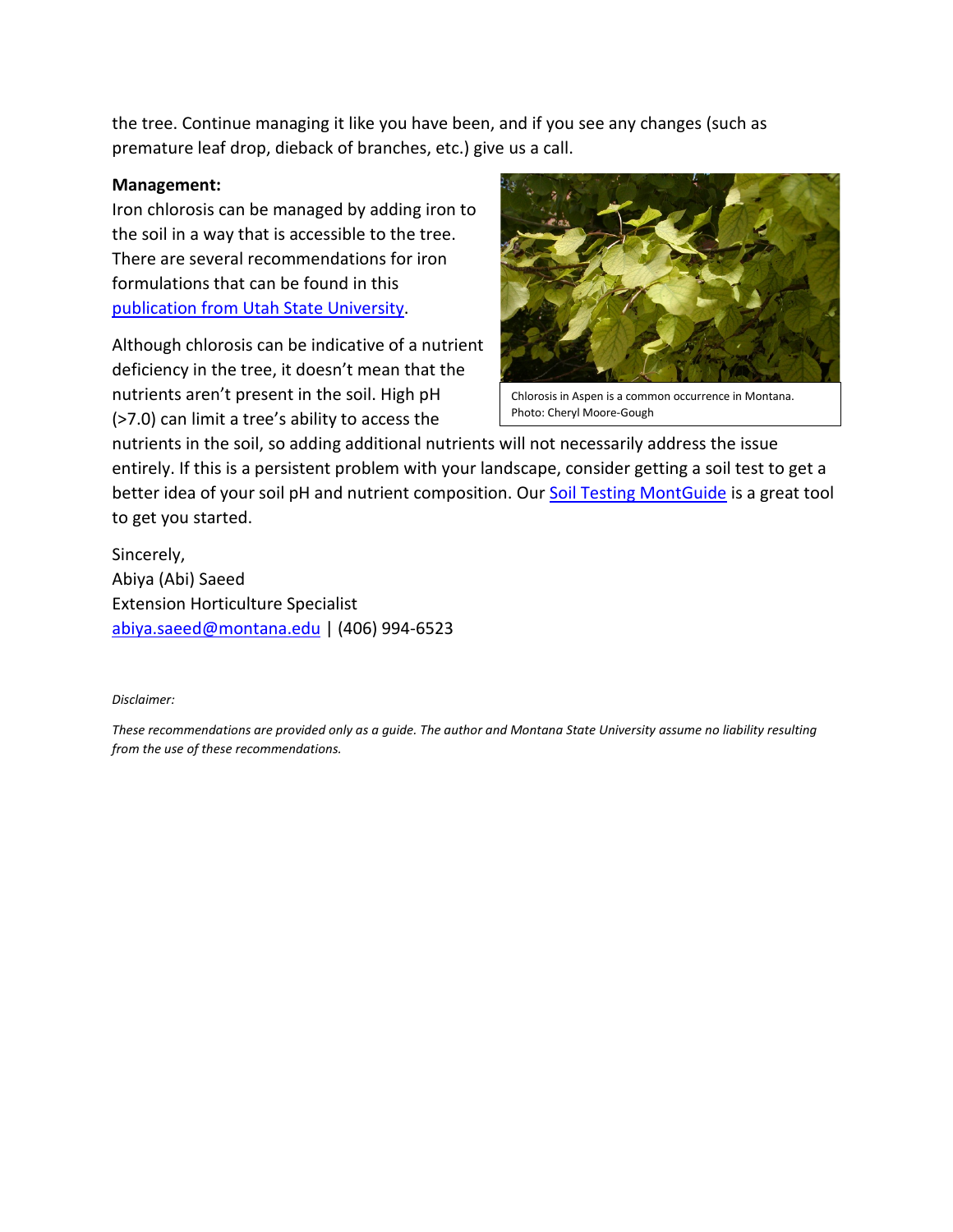the tree. Continue managing it like you have been, and if you see any changes (such as premature leaf drop, dieback of branches, etc.) give us a call.

**Management:**

Iron chlorosis can be managed by adding iron to the soil in a way that is accessible to the tree. There are several recommendations for iron formulations that can be found in this [publication from Utah State University](#).

Chlorosis in Aspen is a common occurrence in Montana. Photo: Cheryl Moore-Gough

Although chlorosis can be indicative of a nutrient deficiency in the tree, it doesn't mean that the nutrients aren't present in the soil. High pH (>7.0) can limit a tree's ability to access the nutrients in the soil, so adding additional nutrients will not necessarily address the issue entirely. If this is a persistent problem with your landscape, consider getting a soil test to get a better idea of your soil pH and nutrient composition. Our [Soil Testing MontGuide](#) is a great tool to get you started.

Sincerely,
Abiya (Abi) Saeed
Extension Horticulture Specialist
abiya.saeed@montana.edu | (406) 994-6523

*Disclaimer:*

*These recommendations are provided only as a guide. The author and Montana State University assume no liability resulting from the use of these recommendations.*